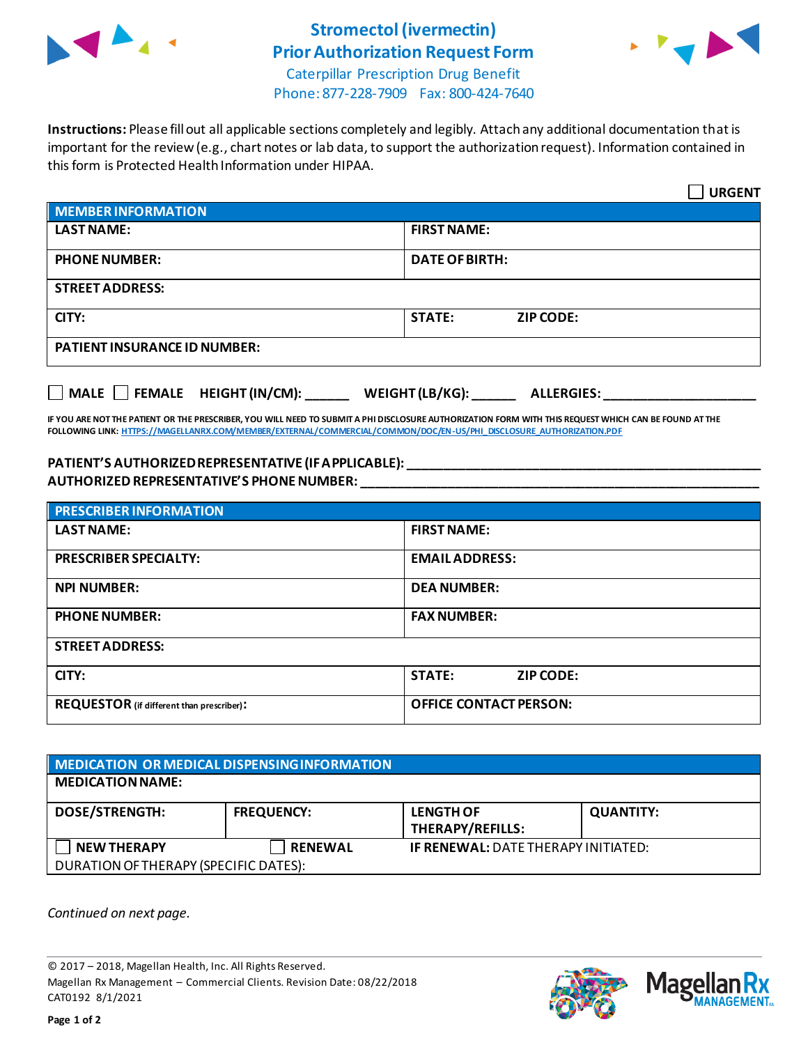# Stromectol (ivermectin)
# Prior Authorization Request Form

Caterpillar Prescription Drug Benefit
Phone: 877-228-7909 Fax: 800-424-7640

**Instructions:** Please fill out all applicable sections completely and legibly. Attach any additional documentation that is important for the review (e.g., chart notes or lab data, to support the authorization request). Information contained in this form is Protected Health Information under HIPAA.

☐ **URGENT**

| MEMBER INFORMATION | |
|---|---|
| **LAST NAME:** | **FIRST NAME:** |
| **PHONE NUMBER:** | **DATE OF BIRTH:** |
| **STREET ADDRESS:** | |
| **CITY:** | **STATE:** **ZIP CODE:** |
| **PATIENT INSURANCE ID NUMBER:** | |

☐ **MALE** ☐ **FEMALE** **HEIGHT (IN/CM):** ______ **WEIGHT (LB/KG):** ______ **ALLERGIES:** ____________________

**IF YOU ARE NOT THE PATIENT OR THE PRESCRIBER, YOU WILL NEED TO SUBMIT A PHI DISCLOSURE AUTHORIZATION FORM WITH THIS REQUEST WHICH CAN BE FOUND AT THE FOLLOWING LINK: HTTPS://MAGELLANRX.COM/MEMBER/EXTERNAL/COMMERCIAL/COMMON/DOC/EN-US/PHI_DISCLOSURE_AUTHORIZATION.PDF**

**PATIENT'S AUTHORIZED REPRESENTATIVE (IF APPLICABLE):** ____________________________________________
**AUTHORIZED REPRESENTATIVE'S PHONE NUMBER:** ____________________________________________

| PRESCRIBER INFORMATION | |
|---|---|
| **LAST NAME:** | **FIRST NAME:** |
| **PRESCRIBER SPECIALTY:** | **EMAIL ADDRESS:** |
| **NPI NUMBER:** | **DEA NUMBER:** |
| **PHONE NUMBER:** | **FAX NUMBER:** |
| **STREET ADDRESS:** | |
| **CITY:** | **STATE:** **ZIP CODE:** |
| **REQUESTOR** (if different than prescriber)**:** | **OFFICE CONTACT PERSON:** |

| MEDICATION OR MEDICAL DISPENSING INFORMATION | | | |
|---|---|---|---|
| **MEDICATION NAME:** | | | |
| **DOSE/STRENGTH:** | **FREQUENCY:** | **LENGTH OF THERAPY/REFILLS:** | **QUANTITY:** |
| ☐ **NEW THERAPY** | ☐ **RENEWAL** | **IF RENEWAL:** DATE THERAPY INITIATED: | |
| DURATION OF THERAPY (SPECIFIC DATES): | | | |

*Continued on next page.*

© 2017 – 2018, Magellan Health, Inc. All Rights Reserved.
Magellan Rx Management – Commercial Clients. Revision Date: 08/22/2018
CAT0192 8/1/2021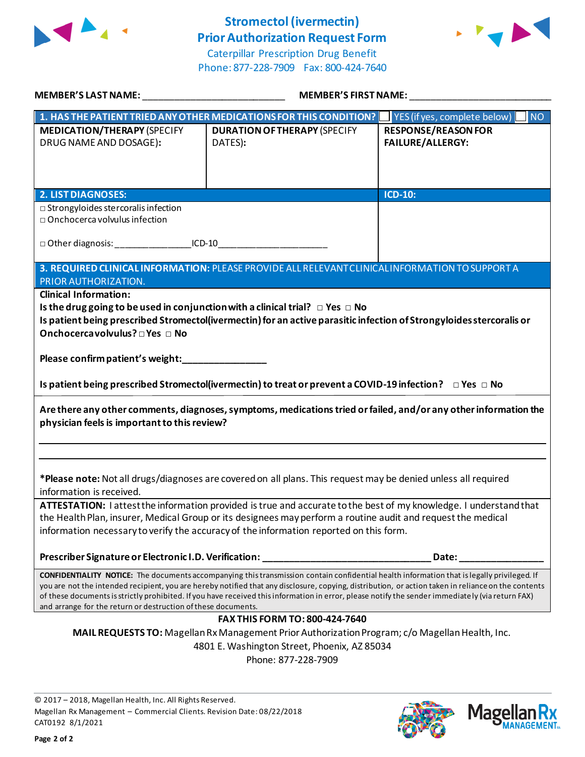# Stromectol (ivermectin) Prior Authorization Request Form

Caterpillar Prescription Drug Benefit
Phone: 877-228-7909 Fax: 800-424-7640

**MEMBER'S LAST NAME:** ___________________________ **MEMBER'S FIRST NAME:** ___________________________

| **1. HAS THE PATIENT TRIED ANY OTHER MEDICATIONS FOR THIS CONDITION?** ☐ YES (if yes, complete below) ☐ NO | | |
|---|---|---|
| **MEDICATION/THERAPY** (SPECIFY DRUG NAME AND DOSAGE): | **DURATION OF THERAPY** (SPECIFY DATES): | **RESPONSE/REASON FOR FAILURE/ALLERGY:** |
| | | |

| **2. LIST DIAGNOSES:** | **ICD-10:** |
|---|---|
| □ Strongyloides stercoralis infection<br>□ Onchocerca volvulus infection<br><br>□ Other diagnosis: _______________ICD-10_____________________ | |

**3. REQUIRED CLINICAL INFORMATION:** PLEASE PROVIDE ALL RELEVANT CLINICAL INFORMATION TO SUPPORT A PRIOR AUTHORIZATION.

**Clinical Information:**

**Is the drug going to be used in conjunction with a clinical trial?** □ **Yes** □ **No**

**Is patient being prescribed Stromectol(ivermectin) for an active parasitic infection of Strongyloides stercoralis or Onchocerca volvulus?** □ **Yes** □ **No**

**Please confirm patient's weight:**________________

**Is patient being prescribed Stromectol(ivermectin) to treat or prevent a COVID-19 infection?** □ **Yes** □ **No**

**Are there any other comments, diagnoses, symptoms, medications tried or failed, and/or any other information the physician feels is important to this review?**

_____________________________________________________________________________

_____________________________________________________________________________

***Please note:** Not all drugs/diagnoses are covered on all plans. This request may be denied unless all required information is received.

**ATTESTATION:** I attest the information provided is true and accurate to the best of my knowledge. I understand that the Health Plan, insurer, Medical Group or its designees may perform a routine audit and request the medical information necessary to verify the accuracy of the information reported on this form.

**Prescriber Signature or Electronic I.D. Verification:** ________________________________ **Date:** ________________

**CONFIDENTIALITY NOTICE:** The documents accompanying this transmission contain confidential health information that is legally privileged. If you are not the intended recipient, you are hereby notified that any disclosure, copying, distribution, or action taken in reliance on the contents of these documents is strictly prohibited. If you have received this information in error, please notify the sender immediately (via return FAX) and arrange for the return or destruction of these documents.

**FAX THIS FORM TO: 800-424-7640**

**MAIL REQUESTS TO:** Magellan Rx Management Prior Authorization Program; c/o Magellan Health, Inc.
4801 E. Washington Street, Phoenix, AZ 85034
Phone: 877-228-7909

© 2017 – 2018, Magellan Health, Inc. All Rights Reserved.
Magellan Rx Management – Commercial Clients. Revision Date: 08/22/2018
CAT0192 8/1/2021